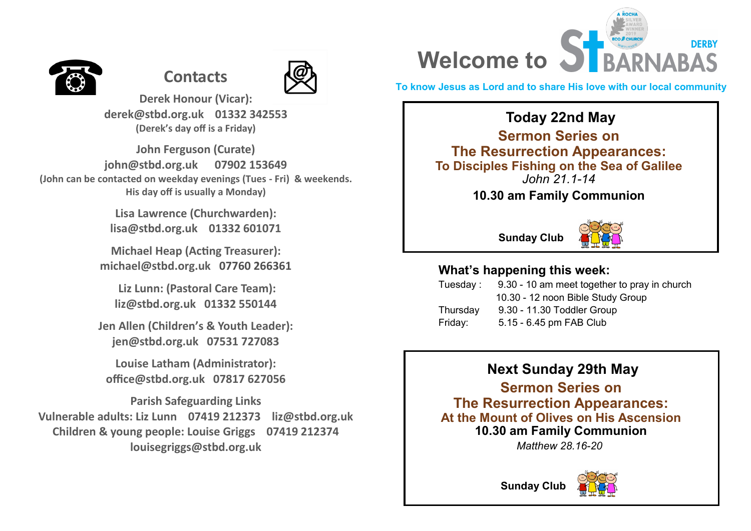## Contacts

**Derek Honour (Vicar):**
**derek@stbd.org.uk 01332 342553**
**(Derek's day off is a Friday)**

**John Ferguson (Curate)**
**john@stbd.org.uk 07902 153649**
**(John can be contacted on weekday evenings (Tues - Fri) & weekends. His day off is usually a Monday)**

**Lisa Lawrence (Churchwarden):**
**lisa@stbd.org.uk 01332 601071**

**Michael Heap (Acting Treasurer):**
**michael@stbd.org.uk 07760 266361**

**Liz Lunn: (Pastoral Care Team):**
**liz@stbd.org.uk 01332 550144**

**Jen Allen (Children's & Youth Leader):**
**jen@stbd.org.uk 07531 727083**

**Louise Latham (Administrator):**
**office@stbd.org.uk 07817 627056**

**Parish Safeguarding Links**
**Vulnerable adults: Liz Lunn 07419 212373 liz@stbd.org.uk**
**Children & young people: Louise Griggs 07419 212374**
**louisegriggs@stbd.org.uk**

# Welcome to St Barnabas Derby

A ROCHA SILVER AWARD WINNER 2019 ECO CHURCH

**To know Jesus as Lord and to share His love with our local community**

## Today 22nd May

**Sermon Series on**
**The Resurrection Appearances:**
**To Disciples Fishing on the Sea of Galilee**
*John 21.1-14*

**10.30 am Family Communion**

**Sunday Club**

### What's happening this week:

Tuesday : 9.30 - 10 am meet together to pray in church
10.30 - 12 noon Bible Study Group
Thursday 9.30 - 11.30 Toddler Group
Friday: 5.15 - 6.45 pm FAB Club

## Next Sunday 29th May

**Sermon Series on**
**The Resurrection Appearances:**
**At the Mount of Olives on His Ascension**
**10.30 am Family Communion**
*Matthew 28.16-20*

**Sunday Club**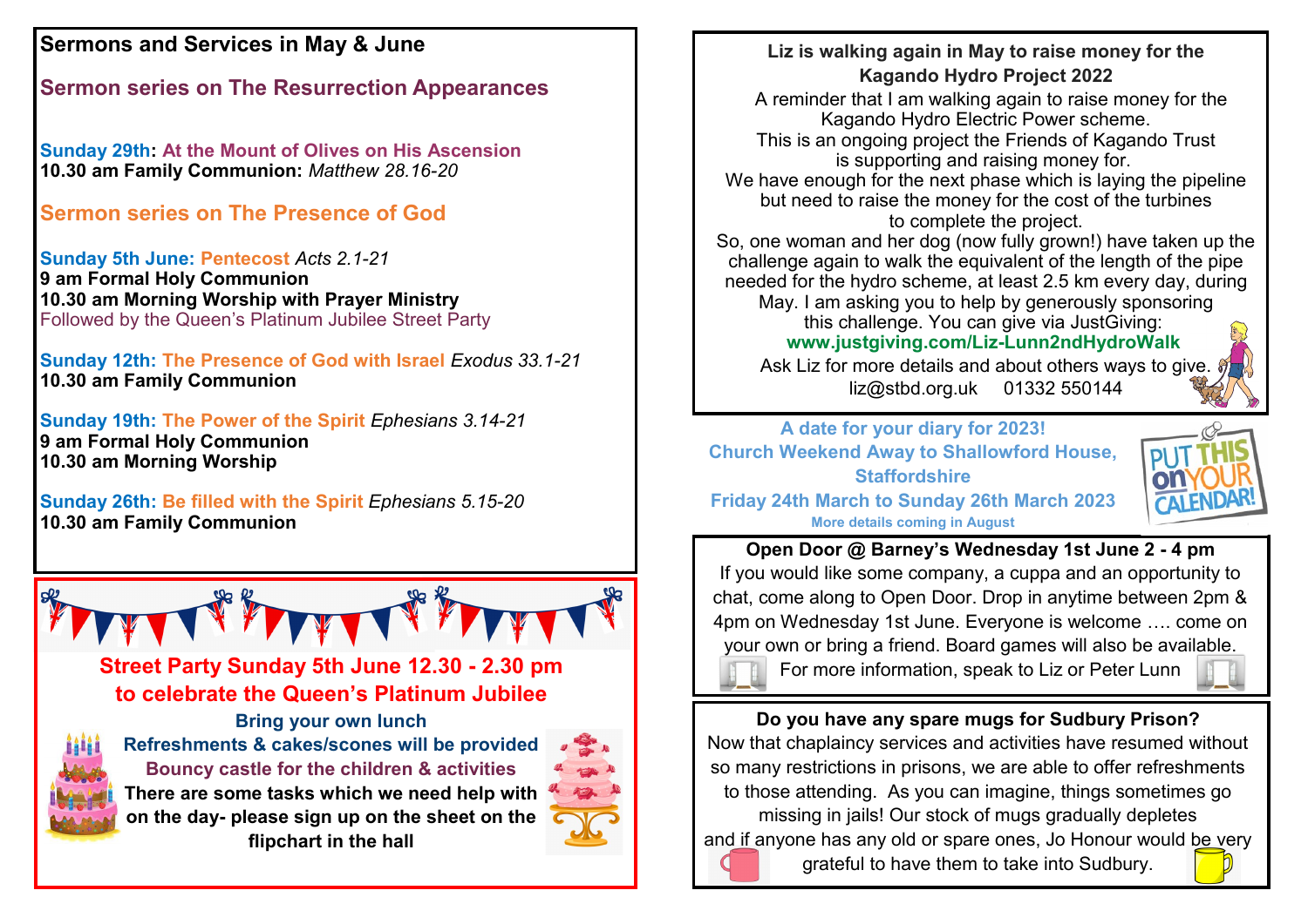## Sermons and Services in May & June

### Sermon series on The Resurrection Appearances

**Sunday 29th: At the Mount of Olives on His Ascension**
**10.30 am Family Communion:** *Matthew 28.16-20*

### Sermon series on The Presence of God

**Sunday 5th June: Pentecost** *Acts 2.1-21*
**9 am Formal Holy Communion**
**10.30 am Morning Worship with Prayer Ministry**
Followed by the Queen's Platinum Jubilee Street Party

**Sunday 12th: The Presence of God with Israel** *Exodus 33.1-21*
**10.30 am Family Communion**

**Sunday 19th: The Power of the Spirit** *Ephesians 3.14-21*
**9 am Formal Holy Communion**
**10.30 am Morning Worship**

**Sunday 26th: Be filled with the Spirit** *Ephesians 5.15-20*
**10.30 am Family Communion**

## Street Party Sunday 5th June 12.30 - 2.30 pm to celebrate the Queen's Platinum Jubilee

**Bring your own lunch**
**Refreshments & cakes/scones will be provided**
**Bouncy castle for the children & activities**
**There are some tasks which we need help with on the day- please sign up on the sheet on the flipchart in the hall**

## Liz is walking again in May to raise money for the Kagando Hydro Project 2022

A reminder that I am walking again to raise money for the Kagando Hydro Electric Power scheme.
This is an ongoing project the Friends of Kagando Trust is supporting and raising money for.
We have enough for the next phase which is laying the pipeline but need to raise the money for the cost of the turbines to complete the project.
So, one woman and her dog (now fully grown!) have taken up the challenge again to walk the equivalent of the length of the pipe needed for the hydro scheme, at least 2.5 km every day, during May. I am asking you to help by generously sponsoring this challenge. You can give via JustGiving:
**www.justgiving.com/Liz-Lunn2ndHydroWalk**
Ask Liz for more details and about others ways to give.
liz@stbd.org.uk 01332 550144

**A date for your diary for 2023!**
**Church Weekend Away to Shallowford House, Staffordshire**
**Friday 24th March to Sunday 26th March 2023**
**More details coming in August**

PUT THIS ON YOUR CALENDAR!

## Open Door @ Barney's Wednesday 1st June 2 - 4 pm

If you would like some company, a cuppa and an opportunity to chat, come along to Open Door. Drop in anytime between 2pm & 4pm on Wednesday 1st June. Everyone is welcome …. come on your own or bring a friend. Board games will also be available.
For more information, speak to Liz or Peter Lunn

## Do you have any spare mugs for Sudbury Prison?

Now that chaplaincy services and activities have resumed without so many restrictions in prisons, we are able to offer refreshments to those attending. As you can imagine, things sometimes go missing in jails! Our stock of mugs gradually depletes and if anyone has any old or spare ones, Jo Honour would be very grateful to have them to take into Sudbury.